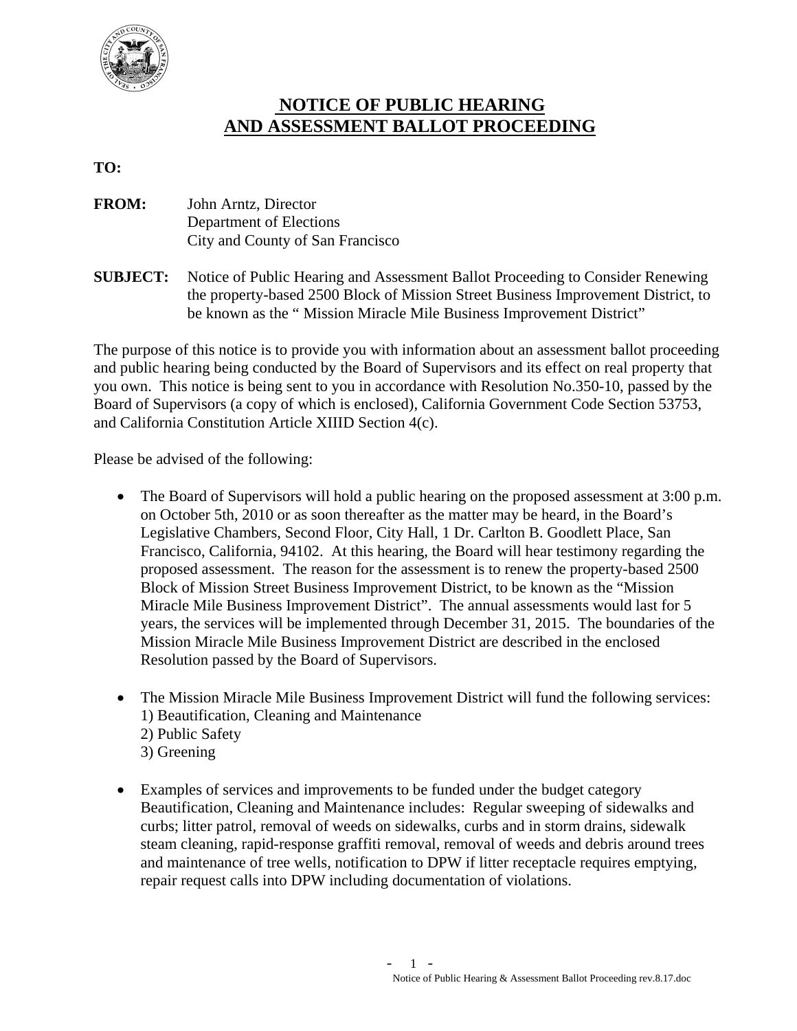# NOTICE OF PUBLIC HEARING AND ASSESSMENT BALLOT PROCEEDING

**TO:**

**FROM:** John Arntz, Director
Department of Elections
City and County of San Francisco

**SUBJECT:** Notice of Public Hearing and Assessment Ballot Proceeding to Consider Renewing the property-based 2500 Block of Mission Street Business Improvement District, to be known as the " Mission Miracle Mile Business Improvement District"

The purpose of this notice is to provide you with information about an assessment ballot proceeding and public hearing being conducted by the Board of Supervisors and its effect on real property that you own. This notice is being sent to you in accordance with Resolution No.350-10, passed by the Board of Supervisors (a copy of which is enclosed), California Government Code Section 53753, and California Constitution Article XIIID Section 4(c).

Please be advised of the following:

- The Board of Supervisors will hold a public hearing on the proposed assessment at 3:00 p.m. on October 5th, 2010 or as soon thereafter as the matter may be heard, in the Board's Legislative Chambers, Second Floor, City Hall, 1 Dr. Carlton B. Goodlett Place, San Francisco, California, 94102. At this hearing, the Board will hear testimony regarding the proposed assessment. The reason for the assessment is to renew the property-based 2500 Block of Mission Street Business Improvement District, to be known as the "Mission Miracle Mile Business Improvement District". The annual assessments would last for 5 years, the services will be implemented through December 31, 2015. The boundaries of the Mission Miracle Mile Business Improvement District are described in the enclosed Resolution passed by the Board of Supervisors.

- The Mission Miracle Mile Business Improvement District will fund the following services:
  1) Beautification, Cleaning and Maintenance
  2) Public Safety
  3) Greening

- Examples of services and improvements to be funded under the budget category Beautification, Cleaning and Maintenance includes: Regular sweeping of sidewalks and curbs; litter patrol, removal of weeds on sidewalks, curbs and in storm drains, sidewalk steam cleaning, rapid-response graffiti removal, removal of weeds and debris around trees and maintenance of tree wells, notification to DPW if litter receptacle requires emptying, repair request calls into DPW including documentation of violations.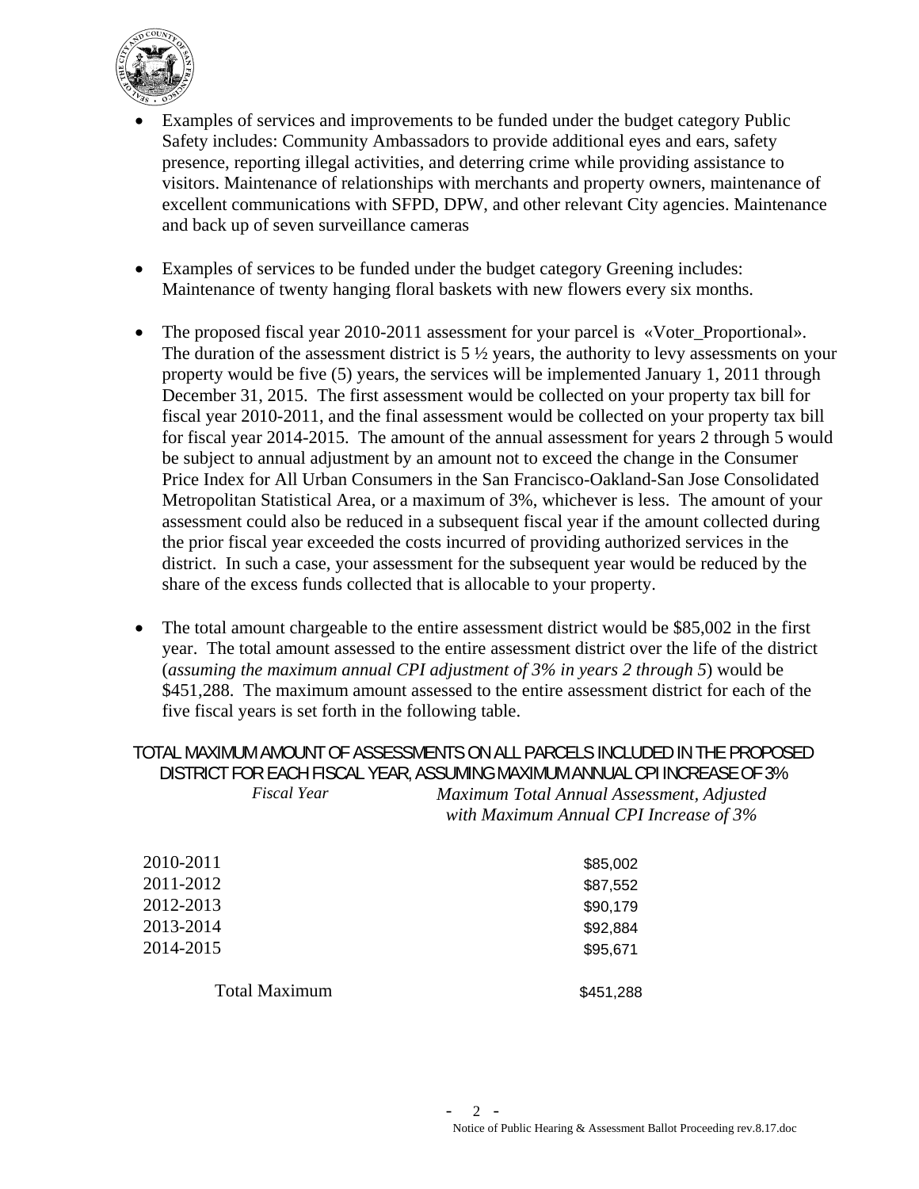- Examples of services and improvements to be funded under the budget category Public Safety includes: Community Ambassadors to provide additional eyes and ears, safety presence, reporting illegal activities, and deterring crime while providing assistance to visitors. Maintenance of relationships with merchants and property owners, maintenance of excellent communications with SFPD, DPW, and other relevant City agencies. Maintenance and back up of seven surveillance cameras

- Examples of services to be funded under the budget category Greening includes: Maintenance of twenty hanging floral baskets with new flowers every six months.

- The proposed fiscal year 2010-2011 assessment for your parcel is «Voter_Proportional». The duration of the assessment district is 5 ½ years, the authority to levy assessments on your property would be five (5) years, the services will be implemented January 1, 2011 through December 31, 2015. The first assessment would be collected on your property tax bill for fiscal year 2010-2011, and the final assessment would be collected on your property tax bill for fiscal year 2014-2015. The amount of the annual assessment for years 2 through 5 would be subject to annual adjustment by an amount not to exceed the change in the Consumer Price Index for All Urban Consumers in the San Francisco-Oakland-San Jose Consolidated Metropolitan Statistical Area, or a maximum of 3%, whichever is less. The amount of your assessment could also be reduced in a subsequent fiscal year if the amount collected during the prior fiscal year exceeded the costs incurred of providing authorized services in the district. In such a case, your assessment for the subsequent year would be reduced by the share of the excess funds collected that is allocable to your property.

- The total amount chargeable to the entire assessment district would be $85,002 in the first year. The total amount assessed to the entire assessment district over the life of the district (*assuming the maximum annual CPI adjustment of 3% in years 2 through 5*) would be $451,288. The maximum amount assessed to the entire assessment district for each of the five fiscal years is set forth in the following table.

TOTAL MAXIMUM AMOUNT OF ASSESSMENTS ON ALL PARCELS INCLUDED IN THE PROPOSED DISTRICT FOR EACH FISCAL YEAR, ASSUMING MAXIMUM ANNUAL CPI INCREASE OF 3%

| *Fiscal Year* | *Maximum Total Annual Assessment, Adjusted with Maximum Annual CPI Increase of 3%* |
|---|---|
| 2010-2011 | $85,002 |
| 2011-2012 | $87,552 |
| 2012-2013 | $90,179 |
| 2013-2014 | $92,884 |
| 2014-2015 | $95,671 |
| Total Maximum | $451,288 |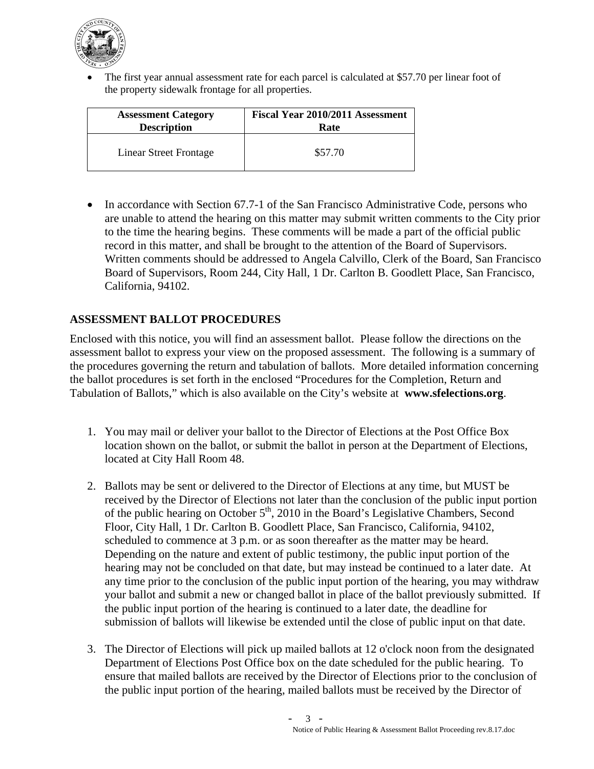- The first year annual assessment rate for each parcel is calculated at $57.70 per linear foot of the property sidewalk frontage for all properties.

| Assessment Category Description | Fiscal Year 2010/2011 Assessment Rate |
|---|---|
| Linear Street Frontage | $57.70 |

- In accordance with Section 67.7-1 of the San Francisco Administrative Code, persons who are unable to attend the hearing on this matter may submit written comments to the City prior to the time the hearing begins. These comments will be made a part of the official public record in this matter, and shall be brought to the attention of the Board of Supervisors. Written comments should be addressed to Angela Calvillo, Clerk of the Board, San Francisco Board of Supervisors, Room 244, City Hall, 1 Dr. Carlton B. Goodlett Place, San Francisco, California, 94102.

## ASSESSMENT BALLOT PROCEDURES

Enclosed with this notice, you will find an assessment ballot. Please follow the directions on the assessment ballot to express your view on the proposed assessment. The following is a summary of the procedures governing the return and tabulation of ballots. More detailed information concerning the ballot procedures is set forth in the enclosed "Procedures for the Completion, Return and Tabulation of Ballots," which is also available on the City's website at **www.sfelections.org**.

1. You may mail or deliver your ballot to the Director of Elections at the Post Office Box location shown on the ballot, or submit the ballot in person at the Department of Elections, located at City Hall Room 48.

2. Ballots may be sent or delivered to the Director of Elections at any time, but MUST be received by the Director of Elections not later than the conclusion of the public input portion of the public hearing on October 5th, 2010 in the Board's Legislative Chambers, Second Floor, City Hall, 1 Dr. Carlton B. Goodlett Place, San Francisco, California, 94102, scheduled to commence at 3 p.m. or as soon thereafter as the matter may be heard. Depending on the nature and extent of public testimony, the public input portion of the hearing may not be concluded on that date, but may instead be continued to a later date. At any time prior to the conclusion of the public input portion of the hearing, you may withdraw your ballot and submit a new or changed ballot in place of the ballot previously submitted. If the public input portion of the hearing is continued to a later date, the deadline for submission of ballots will likewise be extended until the close of public input on that date.

3. The Director of Elections will pick up mailed ballots at 12 o'clock noon from the designated Department of Elections Post Office box on the date scheduled for the public hearing. To ensure that mailed ballots are received by the Director of Elections prior to the conclusion of the public input portion of the hearing, mailed ballots must be received by the Director of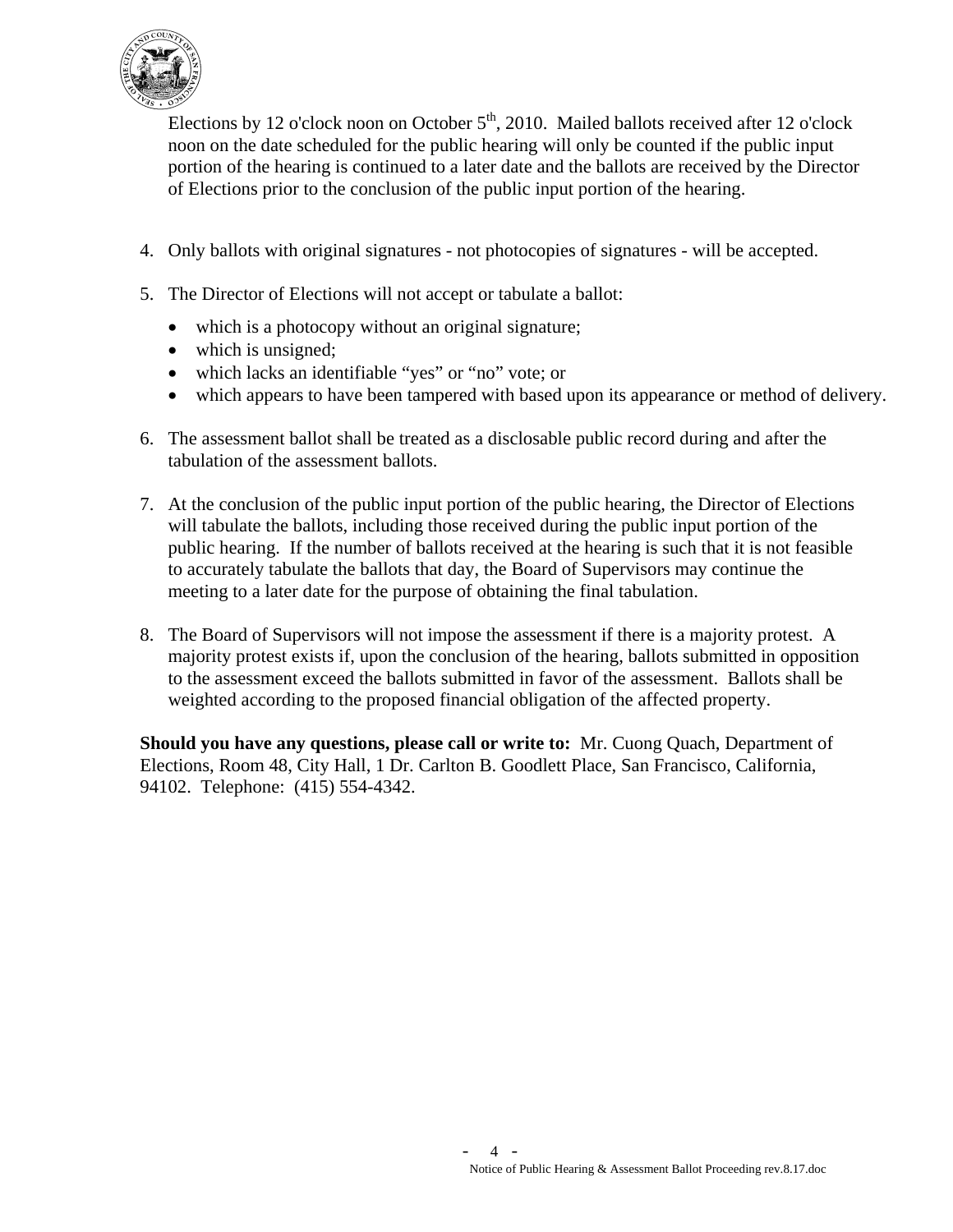Elections by 12 o'clock noon on October 5th, 2010. Mailed ballots received after 12 o'clock noon on the date scheduled for the public hearing will only be counted if the public input portion of the hearing is continued to a later date and the ballots are received by the Director of Elections prior to the conclusion of the public input portion of the hearing.

4. Only ballots with original signatures - not photocopies of signatures - will be accepted.

5. The Director of Elections will not accept or tabulate a ballot:
   - which is a photocopy without an original signature;
   - which is unsigned;
   - which lacks an identifiable "yes" or "no" vote; or
   - which appears to have been tampered with based upon its appearance or method of delivery.

6. The assessment ballot shall be treated as a disclosable public record during and after the tabulation of the assessment ballots.

7. At the conclusion of the public input portion of the public hearing, the Director of Elections will tabulate the ballots, including those received during the public input portion of the public hearing. If the number of ballots received at the hearing is such that it is not feasible to accurately tabulate the ballots that day, the Board of Supervisors may continue the meeting to a later date for the purpose of obtaining the final tabulation.

8. The Board of Supervisors will not impose the assessment if there is a majority protest. A majority protest exists if, upon the conclusion of the hearing, ballots submitted in opposition to the assessment exceed the ballots submitted in favor of the assessment. Ballots shall be weighted according to the proposed financial obligation of the affected property.

**Should you have any questions, please call or write to:** Mr. Cuong Quach, Department of Elections, Room 48, City Hall, 1 Dr. Carlton B. Goodlett Place, San Francisco, California, 94102. Telephone: (415) 554-4342.